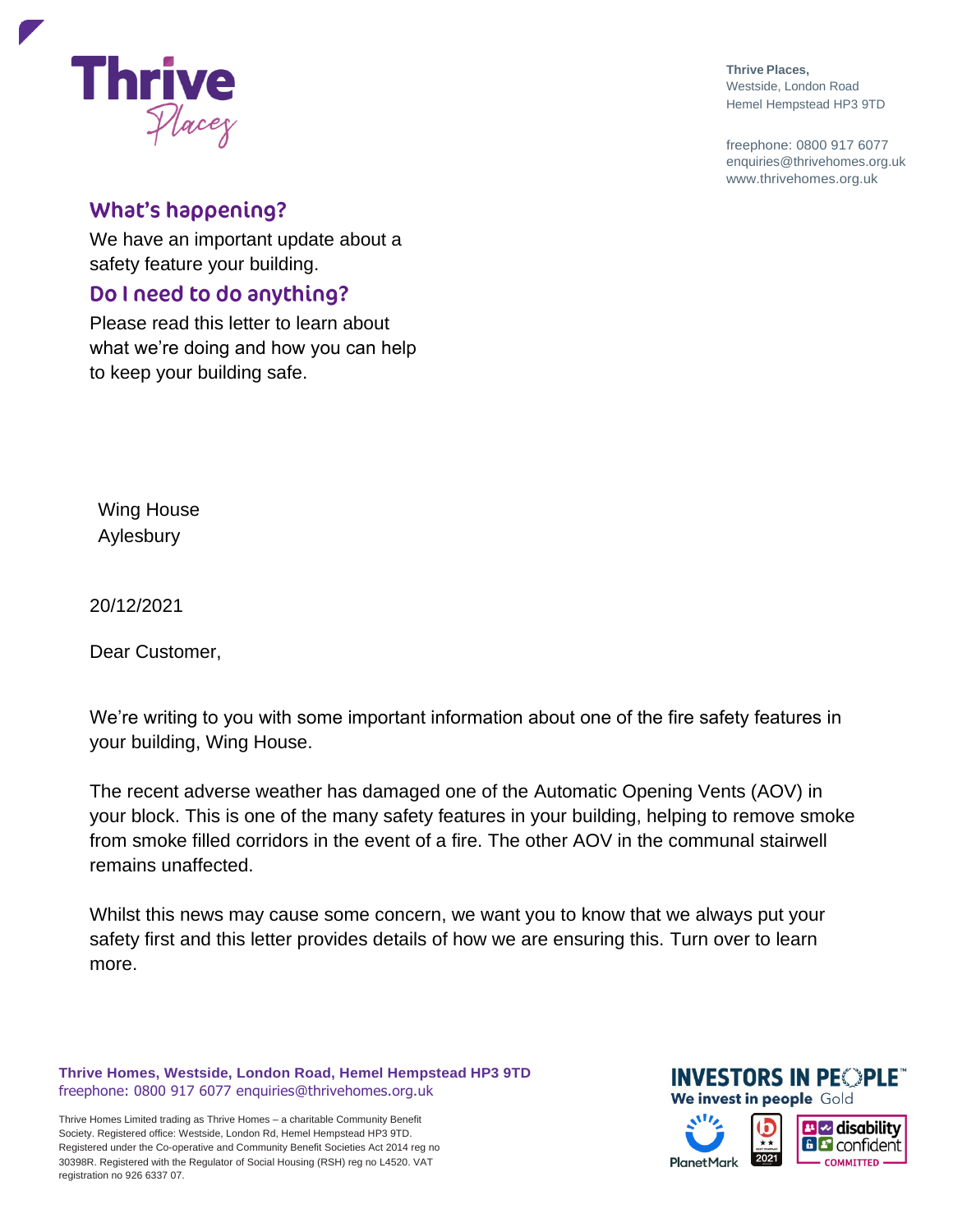Thrive Places

**Thrive Places,**
Westside, London Road
Hemel Hempstead HP3 9TD

freephone: 0800 917 6077
enquiries@thrivehomes.org.uk
www.thrivehomes.org.uk

## What's happening?

We have an important update about a safety feature your building.

## Do I need to do anything?

Please read this letter to learn about what we're doing and how you can help to keep your building safe.

Wing House
Aylesbury

20/12/2021

Dear Customer,

We're writing to you with some important information about one of the fire safety features in your building, Wing House.

The recent adverse weather has damaged one of the Automatic Opening Vents (AOV) in your block. This is one of the many safety features in your building, helping to remove smoke from smoke filled corridors in the event of a fire. The other AOV in the communal stairwell remains unaffected.

Whilst this news may cause some concern, we want you to know that we always put your safety first and this letter provides details of how we are ensuring this. Turn over to learn more.

**Thrive Homes, Westside, London Road, Hemel Hempstead HP3 9TD**
freephone: 0800 917 6077 enquiries@thrivehomes.org.uk

Thrive Homes Limited trading as Thrive Homes – a charitable Community Benefit Society. Registered office: Westside, London Rd, Hemel Hempstead HP3 9TD. Registered under the Co-operative and Community Benefit Societies Act 2014 reg no 30398R. Registered with the Regulator of Social Housing (RSH) reg no L4520. VAT registration no 926 6337 07.

INVESTORS IN PEOPLE We invest in people Gold

PlanetMark

2021

disability confident COMMITTED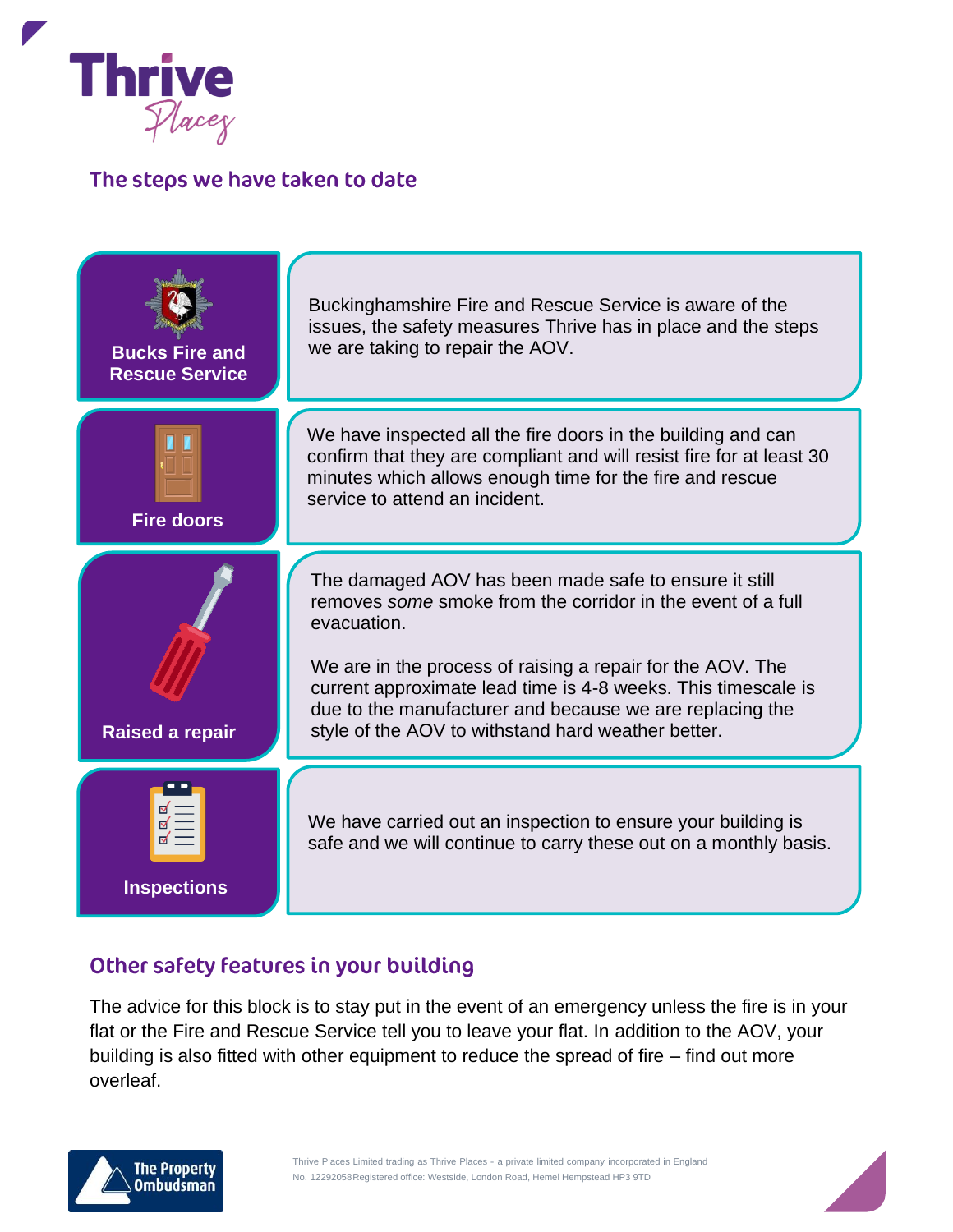## The steps we have taken to date

| | |
|---|---|
| **Bucks Fire and Rescue Service** | Buckinghamshire Fire and Rescue Service is aware of the issues, the safety measures Thrive has in place and the steps we are taking to repair the AOV. |
| **Fire doors** | We have inspected all the fire doors in the building and can confirm that they are compliant and will resist fire for at least 30 minutes which allows enough time for the fire and rescue service to attend an incident. |
| **Raised a repair** | The damaged AOV has been made safe to ensure it still removes *some* smoke from the corridor in the event of a full evacuation.<br><br>We are in the process of raising a repair for the AOV. The current approximate lead time is 4-8 weeks. This timescale is due to the manufacturer and because we are replacing the style of the AOV to withstand hard weather better. |
| **Inspections** | We have carried out an inspection to ensure your building is safe and we will continue to carry these out on a monthly basis. |

## Other safety features in your building

The advice for this block is to stay put in the event of an emergency unless the fire is in your flat or the Fire and Rescue Service tell you to leave your flat. In addition to the AOV, your building is also fitted with other equipment to reduce the spread of fire – find out more overleaf.

Thrive Places Limited trading as Thrive Places - a private limited company incorporated in England No. 12292058 Registered office: Westside, London Road, Hemel Hempstead HP3 9TD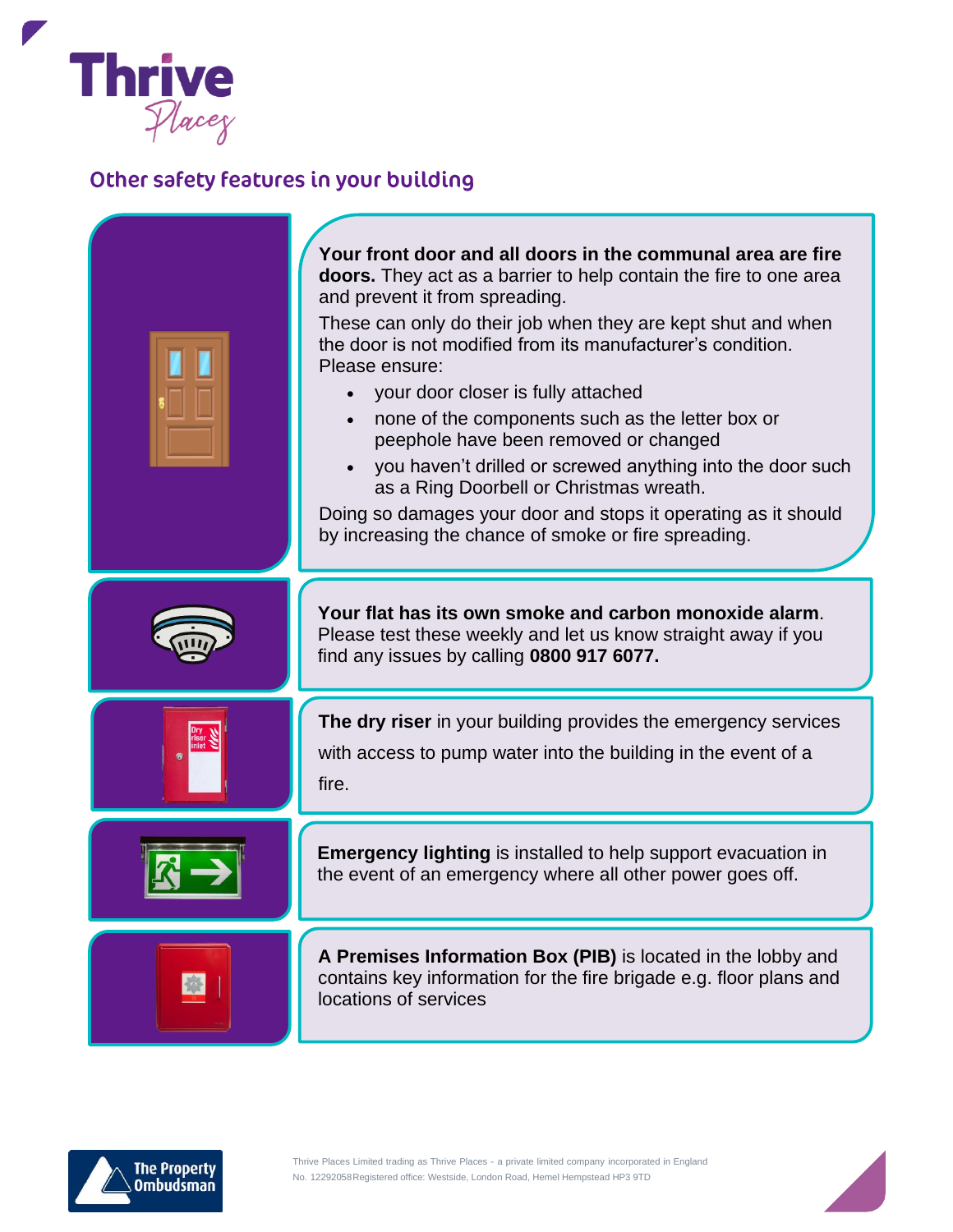## Other safety features in your building

**Your front door and all doors in the communal area are fire doors.** They act as a barrier to help contain the fire to one area and prevent it from spreading.

These can only do their job when they are kept shut and when the door is not modified from its manufacturer's condition. Please ensure:

- your door closer is fully attached
- none of the components such as the letter box or peephole have been removed or changed
- you haven't drilled or screwed anything into the door such as a Ring Doorbell or Christmas wreath.

Doing so damages your door and stops it operating as it should by increasing the chance of smoke or fire spreading.

**Your flat has its own smoke and carbon monoxide alarm**. Please test these weekly and let us know straight away if you find any issues by calling **0800 917 6077.**

**The dry riser** in your building provides the emergency services with access to pump water into the building in the event of a fire.

**Emergency lighting** is installed to help support evacuation in the event of an emergency where all other power goes off.

**A Premises Information Box (PIB)** is located in the lobby and contains key information for the fire brigade e.g. floor plans and locations of services

Thrive Places Limited trading as Thrive Places - a private limited company incorporated in England No. 12292058 Registered office: Westside, London Road, Hemel Hempstead HP3 9TD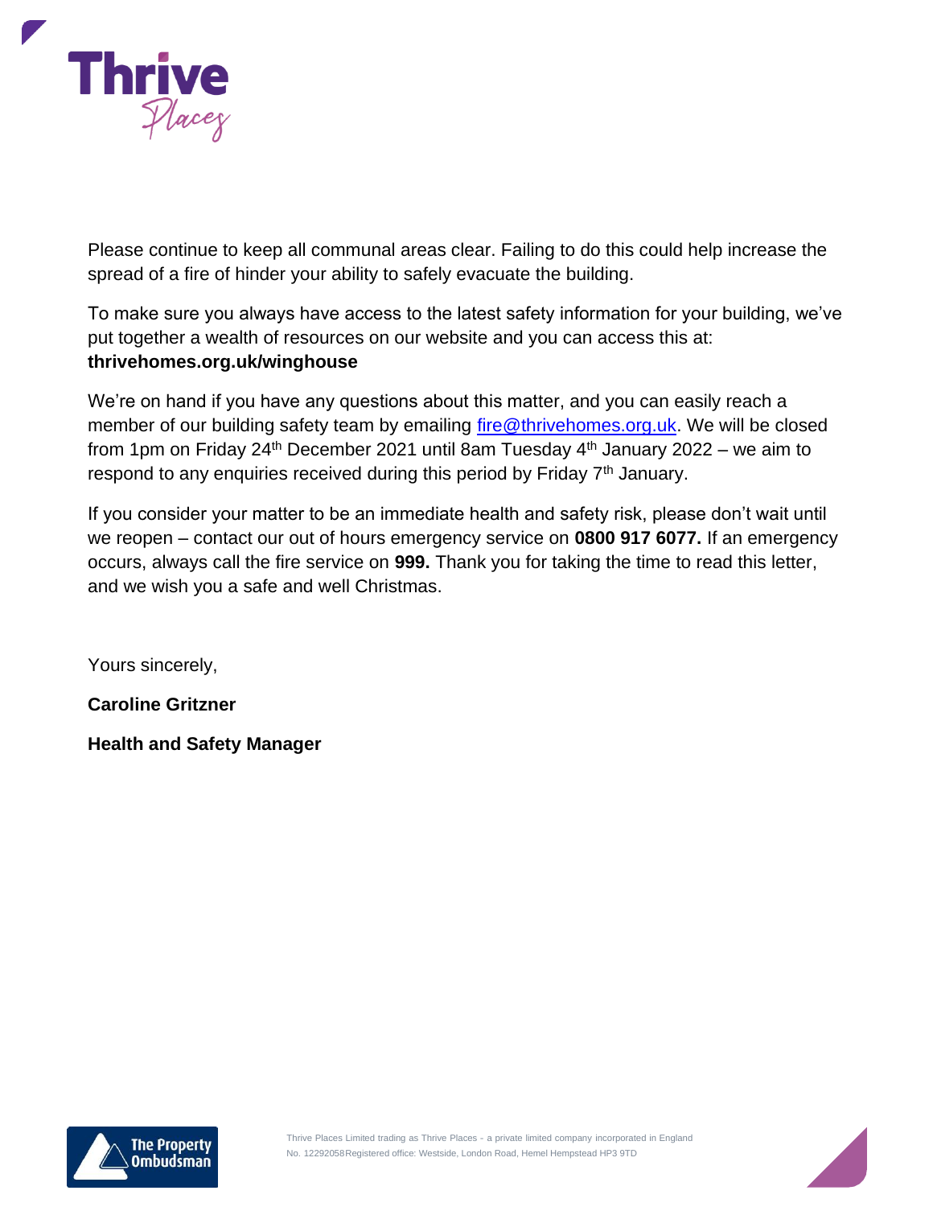Please continue to keep all communal areas clear. Failing to do this could help increase the spread of a fire of hinder your ability to safely evacuate the building.

To make sure you always have access to the latest safety information for your building, we've put together a wealth of resources on our website and you can access this at: **thrivehomes.org.uk/winghouse**

We're on hand if you have any questions about this matter, and you can easily reach a member of our building safety team by emailing fire@thrivehomes.org.uk. We will be closed from 1pm on Friday 24th December 2021 until 8am Tuesday 4th January 2022 – we aim to respond to any enquiries received during this period by Friday 7th January.

If you consider your matter to be an immediate health and safety risk, please don't wait until we reopen – contact our out of hours emergency service on **0800 917 6077.** If an emergency occurs, always call the fire service on **999.** Thank you for taking the time to read this letter, and we wish you a safe and well Christmas.

Yours sincerely,

**Caroline Gritzner**

**Health and Safety Manager**

Thrive Places Limited trading as Thrive Places - a private limited company incorporated in England No. 12292058 Registered office: Westside, London Road, Hemel Hempstead HP3 9TD